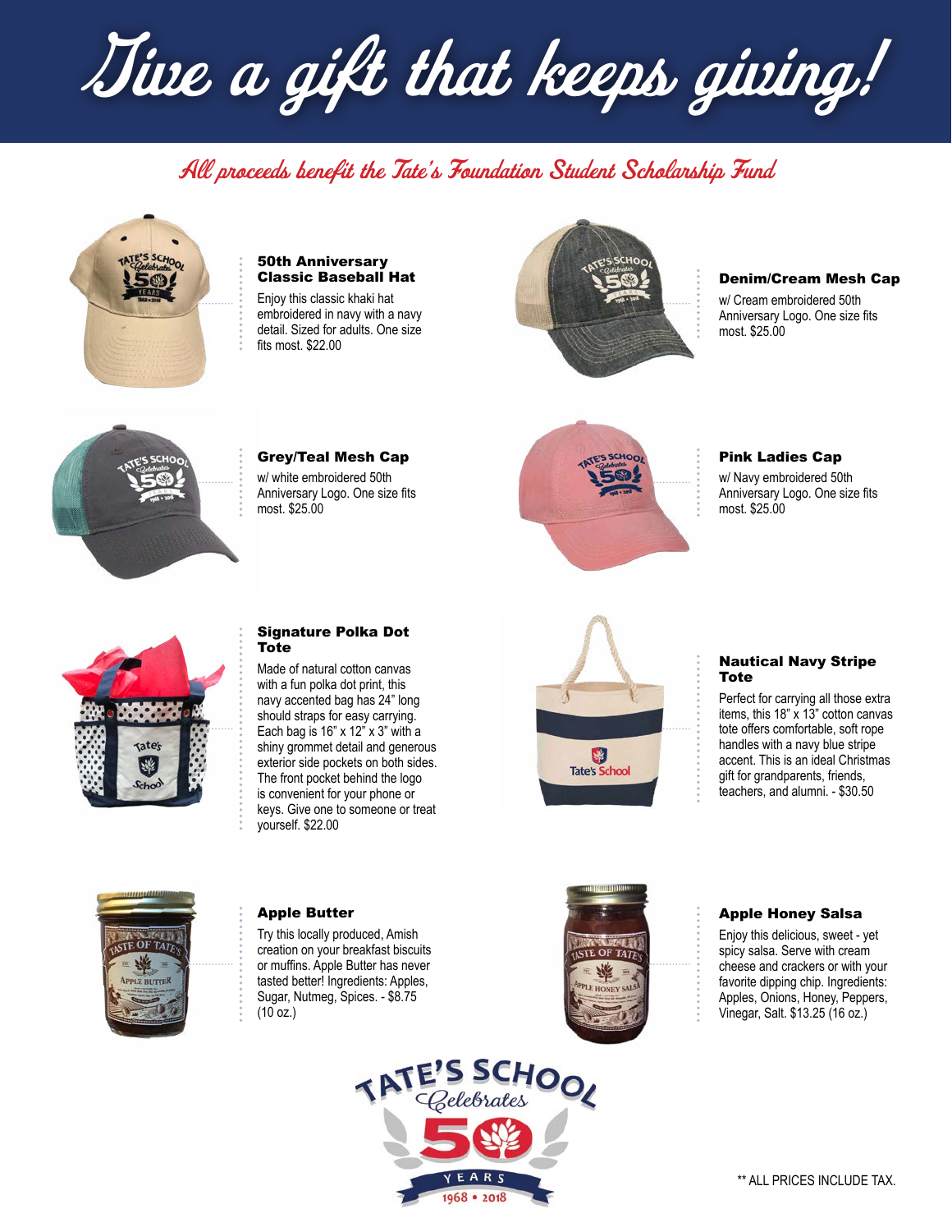# Give a gift that keeps giving!

## All proceeds benefit the Tate's Foundation Student Scholarship Fund

### 50th Anniversary Classic Baseball Hat

Enjoy this classic khaki hat embroidered in navy with a navy detail. Sized for adults. One size fits most. $22.00

### Denim/Cream Mesh Cap

w/ Cream embroidered 50th Anniversary Logo. One size fits most. $25.00

### Grey/Teal Mesh Cap

w/ white embroidered 50th Anniversary Logo. One size fits most. $25.00

### Pink Ladies Cap

w/ Navy embroidered 50th Anniversary Logo. One size fits most. $25.00

### Signature Polka Dot Tote

Made of natural cotton canvas with a fun polka dot print, this navy accented bag has 24" long should straps for easy carrying. Each bag is 16" x 12" x 3" with a shiny grommet detail and generous exterior side pockets on both sides. The front pocket behind the logo is convenient for your phone or keys. Give one to someone or treat yourself. $22.00

### Nautical Navy Stripe Tote

Perfect for carrying all those extra items, this 18" x 13" cotton canvas tote offers comfortable, soft rope handles with a navy blue stripe accent. This is an ideal Christmas gift for grandparents, friends, teachers, and alumni. - $30.50

### Apple Butter

Try this locally produced, Amish creation on your breakfast biscuits or muffins. Apple Butter has never tasted better! Ingredients: Apples, Sugar, Nutmeg, Spices. - $8.75 (10 oz.)

### Apple Honey Salsa

Enjoy this delicious, sweet - yet spicy salsa. Serve with cream cheese and crackers or with your favorite dipping chip. Ingredients: Apples, Onions, Honey, Peppers, Vinegar, Salt. $13.25 (16 oz.)

Tate's School Celebrates 50 Years 1968 • 2018

** ALL PRICES INCLUDE TAX.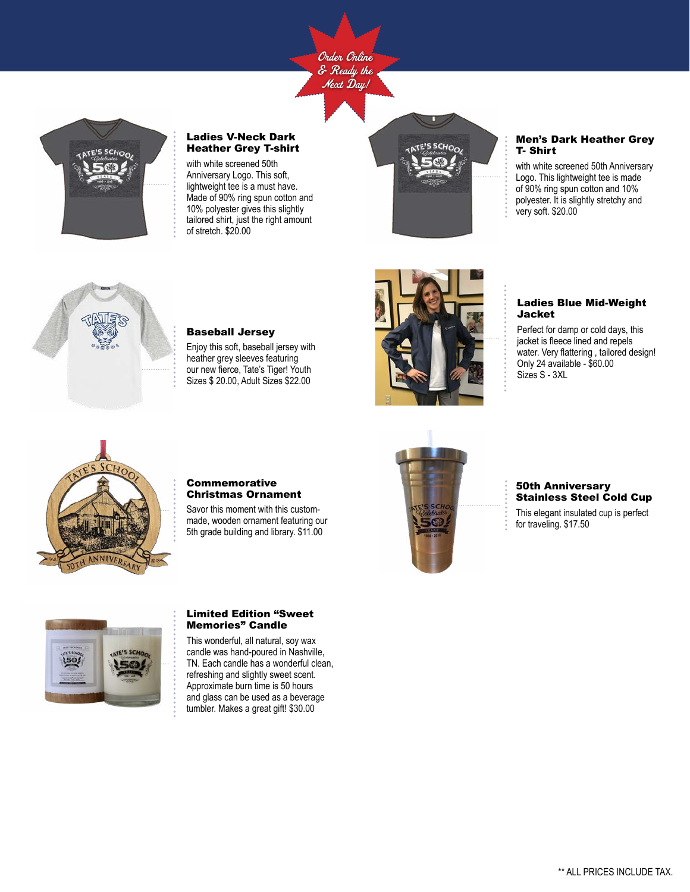Order Online & Ready the Next Day!

### Ladies V-Neck Dark Heather Grey T-shirt

with white screened 50th Anniversary Logo. This soft, lightweight tee is a must have. Made of 90% ring spun cotton and 10% polyester gives this slightly tailored shirt, just the right amount of stretch. $20.00

### Men's Dark Heather Grey T- Shirt

with white screened 50th Anniversary Logo. This lightweight tee is made of 90% ring spun cotton and 10% polyester. It is slightly stretchy and very soft. $20.00

### Baseball Jersey

Enjoy this soft, baseball jersey with heather grey sleeves featuring our new fierce, Tate's Tiger! Youth Sizes $ 20.00, Adult Sizes $22.00

### Ladies Blue Mid-Weight Jacket

Perfect for damp or cold days, this jacket is fleece lined and repels water. Very flattering , tailored design! Only 24 available - $60.00
Sizes S - 3XL

### Commemorative Christmas Ornament

Savor this moment with this custom-made, wooden ornament featuring our 5th grade building and library. $11.00

### 50th Anniversary Stainless Steel Cold Cup

This elegant insulated cup is perfect for traveling. $17.50

### Limited Edition "Sweet Memories" Candle

This wonderful, all natural, soy wax candle was hand-poured in Nashville, TN. Each candle has a wonderful clean, refreshing and slightly sweet scent. Approximate burn time is 50 hours and glass can be used as a beverage tumbler. Makes a great gift! $30.00

** ALL PRICES INCLUDE TAX.